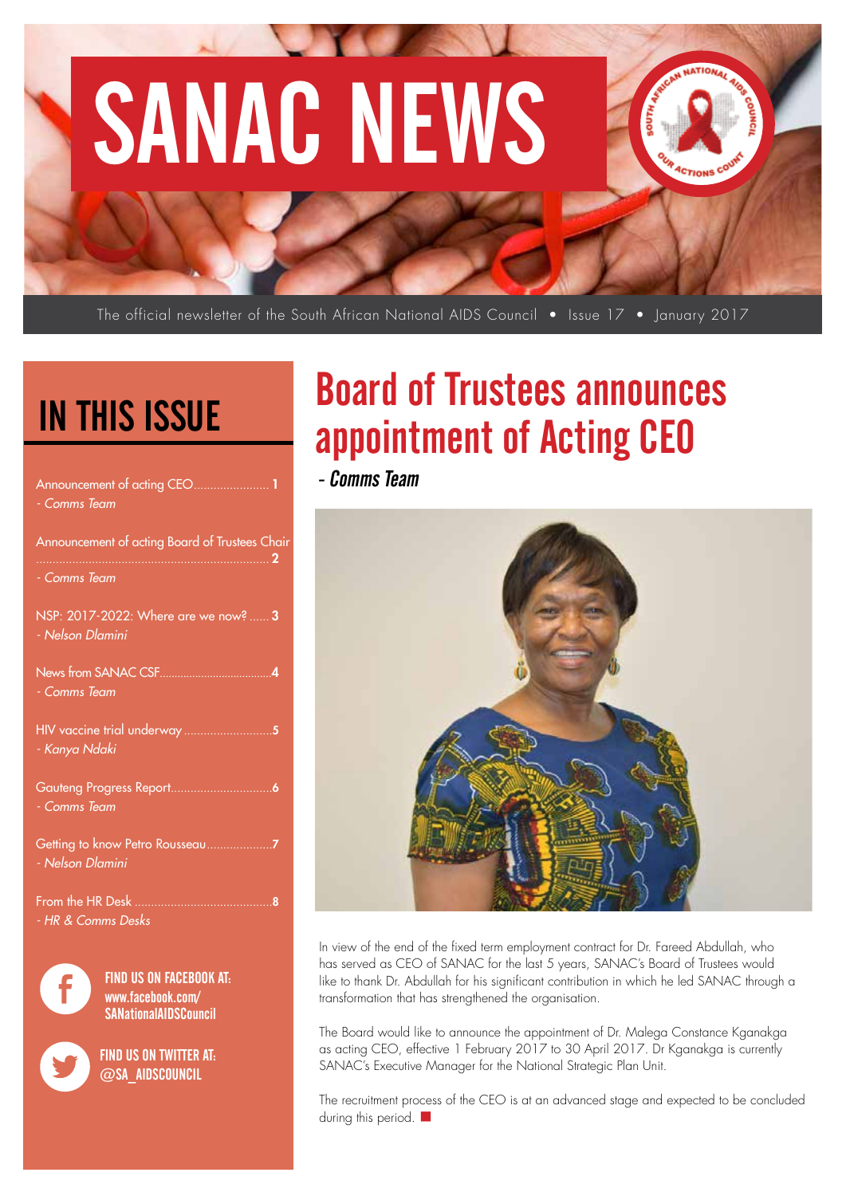# SANAC NEWS

The official newsletter of the South African National AIDS Council • Issue 17 • January 2017

## IN THIS ISSUE

- Announcement of acting CEO....................... 1
  *- Comms Team*
- Announcement of acting Board of Trustees Chair ...................................................................... 2
  *- Comms Team*
- NSP: 2017-2022: Where are we now? ...... 3
  *- Nelson Dlamini*
- News from SANAC CSF..................................4
  *- Comms Team*
- HIV vaccine trial underway ...........................5
  *- Kanya Ndaki*
- Gauteng Progress Report...............................6
  *- Comms Team*
- Getting to know Petro Rousseau....................7
  *- Nelson Dlamini*
- From the HR Desk ..........................................8
  *- HR & Comms Desks*

**FIND US ON FACEBOOK AT: www.facebook.com/SANationalAIDSCouncil**

**FIND US ON TWITTER AT: @SA_AIDSCOUNCIL**

# Board of Trustees announces appointment of Acting CEO

*- Comms Team*

In view of the end of the fixed term employment contract for Dr. Fareed Abdullah, who has served as CEO of SANAC for the last 5 years, SANAC's Board of Trustees would like to thank Dr. Abdullah for his significant contribution in which he led SANAC through a transformation that has strengthened the organisation.

The Board would like to announce the appointment of Dr. Malega Constance Kganakga as acting CEO, effective 1 February 2017 to 30 April 2017. Dr Kganakga is currently SANAC's Executive Manager for the National Strategic Plan Unit.

The recruitment process of the CEO is at an advanced stage and expected to be concluded during this period.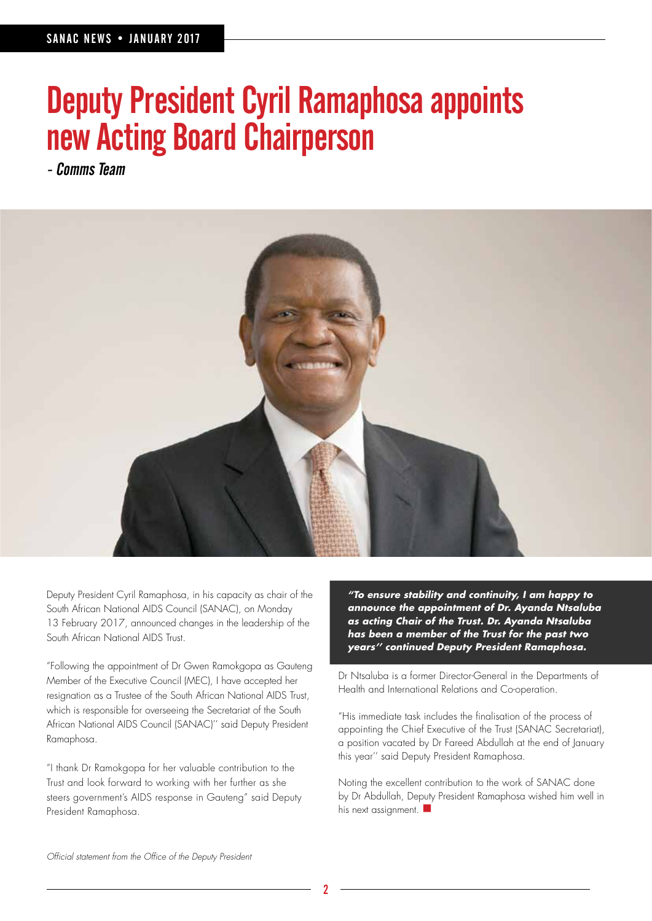# Deputy President Cyril Ramaphosa appoints new Acting Board Chairperson

*- Comms Team*

Deputy President Cyril Ramaphosa, in his capacity as chair of the South African National AIDS Council (SANAC), on Monday 13 February 2017, announced changes in the leadership of the South African National AIDS Trust.

"Following the appointment of Dr Gwen Ramokgopa as Gauteng Member of the Executive Council (MEC), I have accepted her resignation as a Trustee of the South African National AIDS Trust, which is responsible for overseeing the Secretariat of the South African National AIDS Council (SANAC)'' said Deputy President Ramaphosa.

"I thank Dr Ramokgopa for her valuable contribution to the Trust and look forward to working with her further as she steers government's AIDS response in Gauteng" said Deputy President Ramaphosa.

***"To ensure stability and continuity, I am happy to announce the appointment of Dr. Ayanda Ntsaluba as acting Chair of the Trust. Dr. Ayanda Ntsaluba has been a member of the Trust for the past two years'' continued Deputy President Ramaphosa.***

Dr Ntsaluba is a former Director-General in the Departments of Health and International Relations and Co-operation.

"His immediate task includes the finalisation of the process of appointing the Chief Executive of the Trust (SANAC Secretariat), a position vacated by Dr Fareed Abdullah at the end of January this year'' said Deputy President Ramaphosa.

Noting the excellent contribution to the work of SANAC done by Dr Abdullah, Deputy President Ramaphosa wished him well in his next assignment.

*Official statement from the Office of the Deputy President*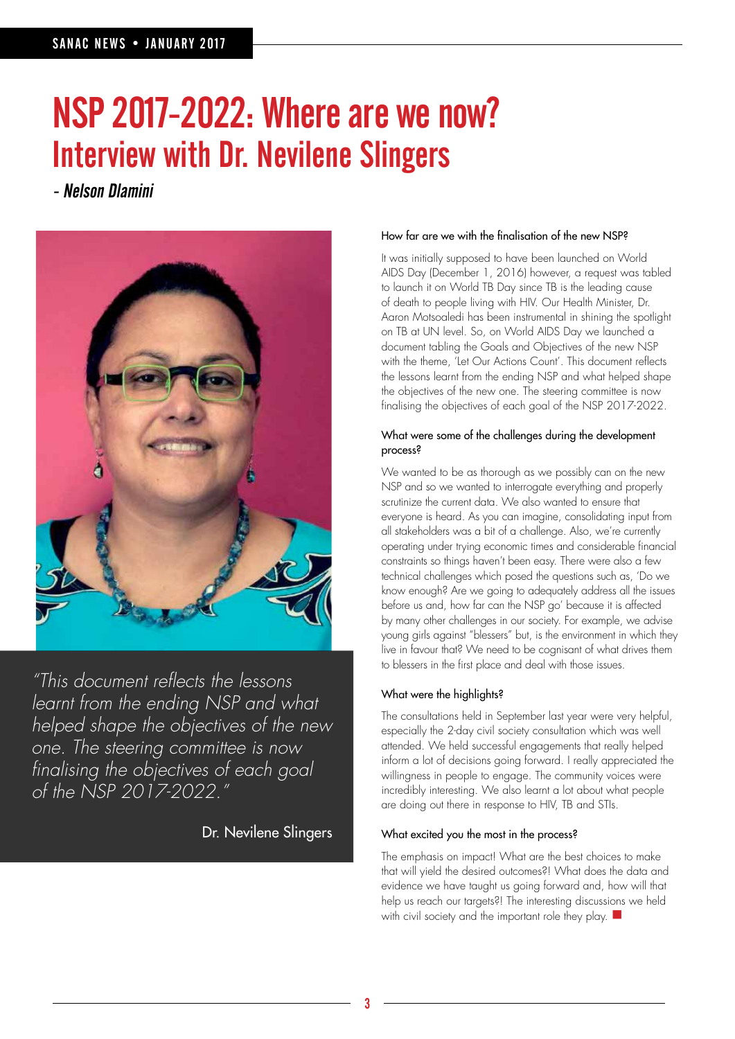# NSP 2017-2022: Where are we now?

## Interview with Dr. Nevilene Slingers

*- Nelson Dlamini*

*"This document reflects the lessons learnt from the ending NSP and what helped shape the objectives of the new one. The steering committee is now finalising the objectives of each goal of the NSP 2017-2022."*

Dr. Nevilene Slingers

#### How far are we with the finalisation of the new NSP?

It was initially supposed to have been launched on World AIDS Day (December 1, 2016) however, a request was tabled to launch it on World TB Day since TB is the leading cause of death to people living with HIV. Our Health Minister, Dr. Aaron Motsoaledi has been instrumental in shining the spotlight on TB at UN level. So, on World AIDS Day we launched a document tabling the Goals and Objectives of the new NSP with the theme, 'Let Our Actions Count'. This document reflects the lessons learnt from the ending NSP and what helped shape the objectives of the new one. The steering committee is now finalising the objectives of each goal of the NSP 2017-2022.

#### What were some of the challenges during the development process?

We wanted to be as thorough as we possibly can on the new NSP and so we wanted to interrogate everything and properly scrutinize the current data. We also wanted to ensure that everyone is heard. As you can imagine, consolidating input from all stakeholders was a bit of a challenge. Also, we're currently operating under trying economic times and considerable financial constraints so things haven't been easy. There were also a few technical challenges which posed the questions such as, 'Do we know enough? Are we going to adequately address all the issues before us and, how far can the NSP go' because it is affected by many other challenges in our society. For example, we advise young girls against "blessers" but, is the environment in which they live in favour that? We need to be cognisant of what drives them to blessers in the first place and deal with those issues.

#### What were the highlights?

The consultations held in September last year were very helpful, especially the 2-day civil society consultation which was well attended. We held successful engagements that really helped inform a lot of decisions going forward. I really appreciated the willingness in people to engage. The community voices were incredibly interesting. We also learnt a lot about what people are doing out there in response to HIV, TB and STIs.

#### What excited you the most in the process?

The emphasis on impact! What are the best choices to make that will yield the desired outcomes?! What does the data and evidence we have taught us going forward and, how will that help us reach our targets?! The interesting discussions we held with civil society and the important role they play.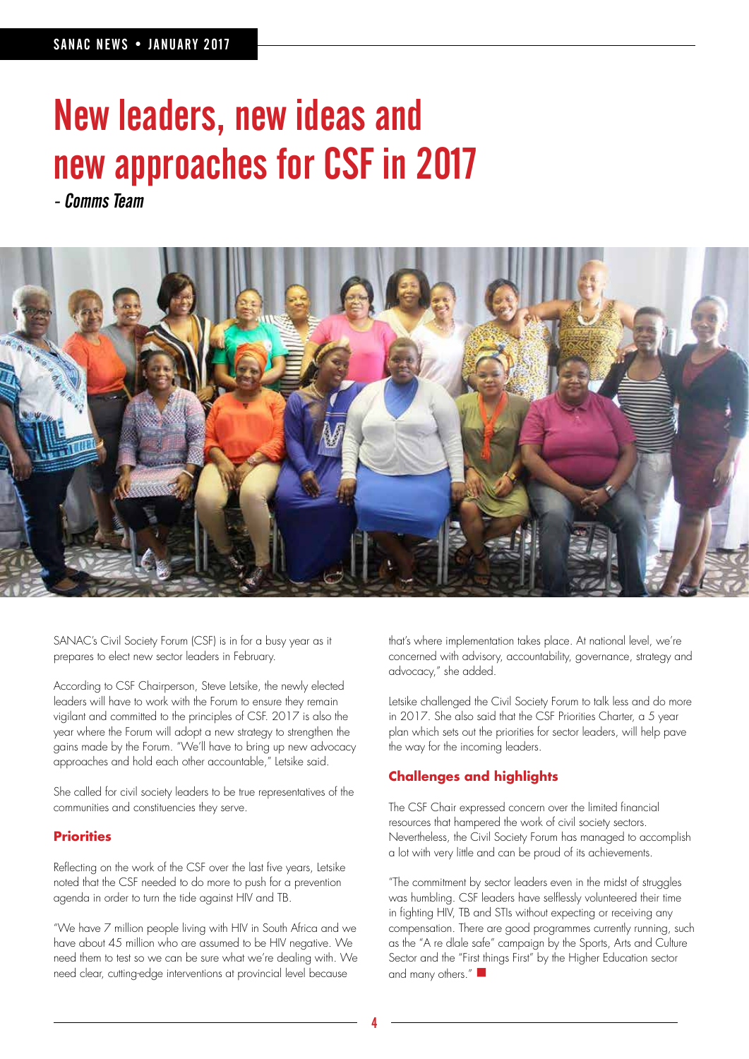# New leaders, new ideas and new approaches for CSF in 2017

*- Comms Team*

SANAC's Civil Society Forum (CSF) is in for a busy year as it prepares to elect new sector leaders in February.

According to CSF Chairperson, Steve Letsike, the newly elected leaders will have to work with the Forum to ensure they remain vigilant and committed to the principles of CSF. 2017 is also the year where the Forum will adopt a new strategy to strengthen the gains made by the Forum. "We'll have to bring up new advocacy approaches and hold each other accountable," Letsike said.

She called for civil society leaders to be true representatives of the communities and constituencies they serve.

### Priorities

Reflecting on the work of the CSF over the last five years, Letsike noted that the CSF needed to do more to push for a prevention agenda in order to turn the tide against HIV and TB.

"We have 7 million people living with HIV in South Africa and we have about 45 million who are assumed to be HIV negative. We need them to test so we can be sure what we're dealing with. We need clear, cutting-edge interventions at provincial level because that's where implementation takes place. At national level, we're concerned with advisory, accountability, governance, strategy and advocacy," she added.

Letsike challenged the Civil Society Forum to talk less and do more in 2017. She also said that the CSF Priorities Charter, a 5 year plan which sets out the priorities for sector leaders, will help pave the way for the incoming leaders.

### Challenges and highlights

The CSF Chair expressed concern over the limited financial resources that hampered the work of civil society sectors. Nevertheless, the Civil Society Forum has managed to accomplish a lot with very little and can be proud of its achievements.

"The commitment by sector leaders even in the midst of struggles was humbling. CSF leaders have selflessly volunteered their time in fighting HIV, TB and STIs without expecting or receiving any compensation. There are good programmes currently running, such as the "A re dlale safe" campaign by the Sports, Arts and Culture Sector and the "First things First" by the Higher Education sector and many others."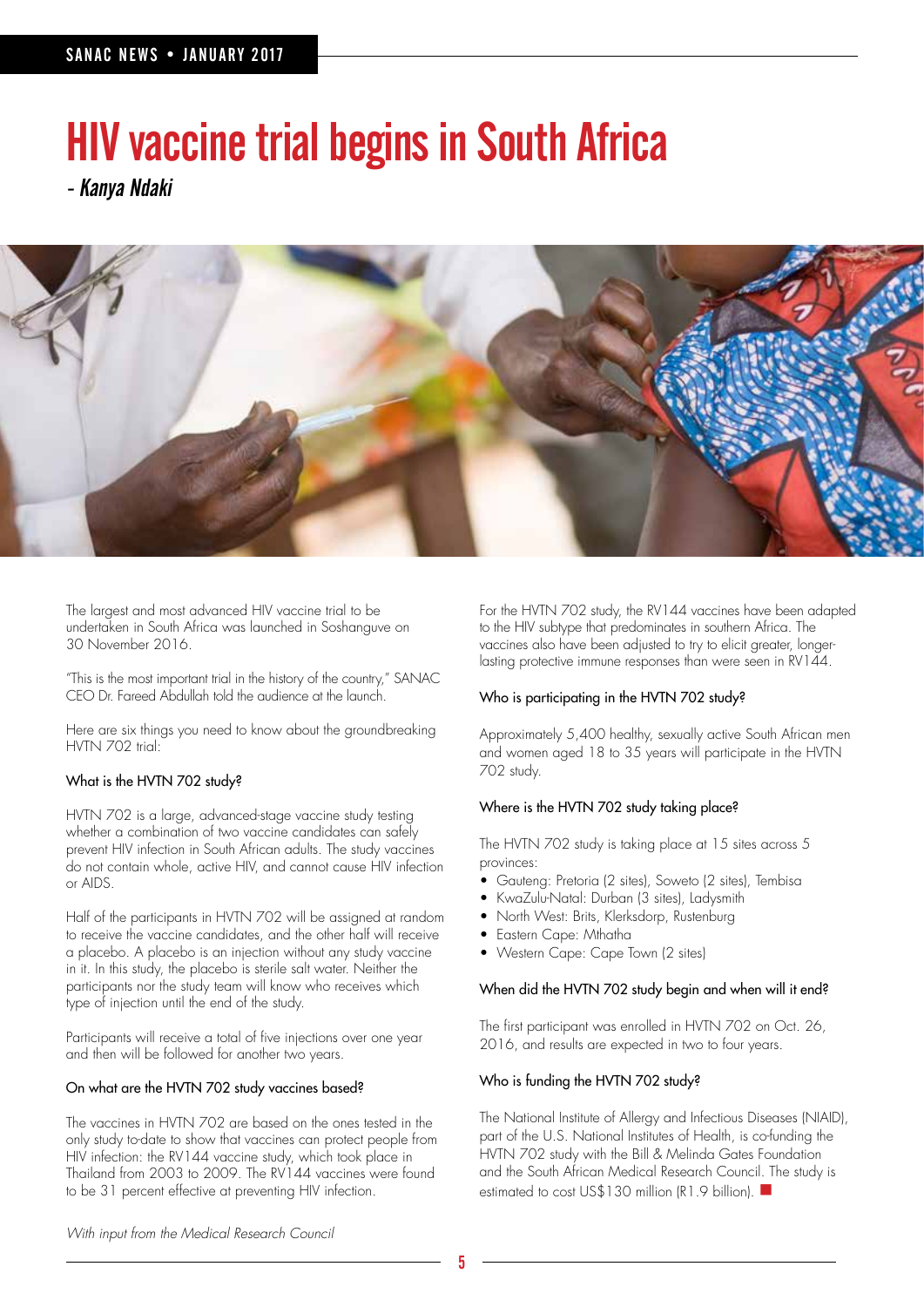# HIV vaccine trial begins in South Africa

*- Kanya Ndaki*

The largest and most advanced HIV vaccine trial to be undertaken in South Africa was launched in Soshanguve on 30 November 2016.

"This is the most important trial in the history of the country," SANAC CEO Dr. Fareed Abdullah told the audience at the launch.

Here are six things you need to know about the groundbreaking HVTN 702 trial:

### What is the HVTN 702 study?

HVTN 702 is a large, advanced-stage vaccine study testing whether a combination of two vaccine candidates can safely prevent HIV infection in South African adults. The study vaccines do not contain whole, active HIV, and cannot cause HIV infection or AIDS.

Half of the participants in HVTN 702 will be assigned at random to receive the vaccine candidates, and the other half will receive a placebo. A placebo is an injection without any study vaccine in it. In this study, the placebo is sterile salt water. Neither the participants nor the study team will know who receives which type of injection until the end of the study.

Participants will receive a total of five injections over one year and then will be followed for another two years.

### On what are the HVTN 702 study vaccines based?

The vaccines in HVTN 702 are based on the ones tested in the only study to-date to show that vaccines can protect people from HIV infection: the RV144 vaccine study, which took place in Thailand from 2003 to 2009. The RV144 vaccines were found to be 31 percent effective at preventing HIV infection.

For the HVTN 702 study, the RV144 vaccines have been adapted to the HIV subtype that predominates in southern Africa. The vaccines also have been adjusted to try to elicit greater, longer-lasting protective immune responses than were seen in RV144.

### Who is participating in the HVTN 702 study?

Approximately 5,400 healthy, sexually active South African men and women aged 18 to 35 years will participate in the HVTN 702 study.

### Where is the HVTN 702 study taking place?

The HVTN 702 study is taking place at 15 sites across 5 provinces:

- Gauteng: Pretoria (2 sites), Soweto (2 sites), Tembisa
- KwaZulu-Natal: Durban (3 sites), Ladysmith
- North West: Brits, Klerksdorp, Rustenburg
- Eastern Cape: Mthatha
- Western Cape: Cape Town (2 sites)

### When did the HVTN 702 study begin and when will it end?

The first participant was enrolled in HVTN 702 on Oct. 26, 2016, and results are expected in two to four years.

### Who is funding the HVTN 702 study?

The National Institute of Allergy and Infectious Diseases (NIAID), part of the U.S. National Institutes of Health, is co-funding the HVTN 702 study with the Bill & Melinda Gates Foundation and the South African Medical Research Council. The study is estimated to cost US$130 million (R1.9 billion).

*With input from the Medical Research Council*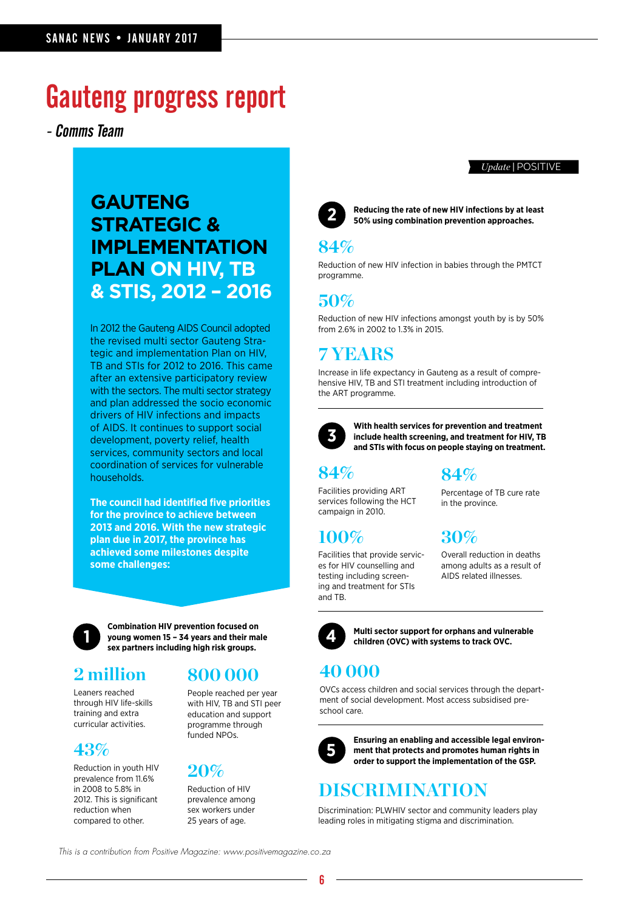# Gauteng progress report

*- Comms Team*

## GAUTENG STRATEGIC & IMPLEMENTATION PLAN ON HIV, TB & STIS, 2012 – 2016

In 2012 the Gauteng AIDS Council adopted the revised multi sector Gauteng Strategic and implementation Plan on HIV, TB and STIs for 2012 to 2016. This came after an extensive participatory review with the sectors. The multi sector strategy and plan addressed the socio economic drivers of HIV infections and impacts of AIDS. It continues to support social development, poverty relief, health services, community sectors and local coordination of services for vulnerable households.

**The council had identified five priorities for the province to achieve between 2013 and 2016. With the new strategic plan due in 2017, the province has achieved some milestones despite some challenges:**

### 1 Combination HIV prevention focused on young women 15 – 34 years and their male sex partners including high risk groups.

**2 million**

Leaners reached through HIV life-skills training and extra curricular activities.

**43%**

Reduction in youth HIV prevalence from 11.6% in 2008 to 5.8% in 2012. This is significant reduction when compared to other.

**800 000**

People reached per year with HIV, TB and STI peer education and support programme through funded NPOs.

**20%**

Reduction of HIV prevalence among sex workers under 25 years of age.

*Update* | POSITIVE

### 2 Reducing the rate of new HIV infections by at least 50% using combination prevention approaches.

**84%**

Reduction of new HIV infection in babies through the PMTCT programme.

**50%**

Reduction of new HIV infections amongst youth by is by 50% from 2.6% in 2002 to 1.3% in 2015.

**7 YEARS**

Increase in life expectancy in Gauteng as a result of comprehensive HIV, TB and STI treatment including introduction of the ART programme.

### 3 With health services for prevention and treatment include health screening, and treatment for HIV, TB and STIs with focus on people staying on treatment.

**84%**

Facilities providing ART services following the HCT campaign in 2010.

**100%**

Facilities that provide services for HIV counselling and testing including screening and treatment for STIs and TB.

**84%**

Percentage of TB cure rate in the province.

**30%**

Overall reduction in deaths among adults as a result of AIDS related illnesses.

### 4 Multi sector support for orphans and vulnerable children (OVC) with systems to track OVC.

**40 000**

OVCs access children and social services through the department of social development. Most access subsidised preschool care.

### 5 Ensuring an enabling and accessible legal environment that protects and promotes human rights in order to support the implementation of the GSP.

**DISCRIMINATION**

Discrimination: PLWHIV sector and community leaders play leading roles in mitigating stigma and discrimination.

*This is a contribution from Positive Magazine: www.positivemagazine.co.za*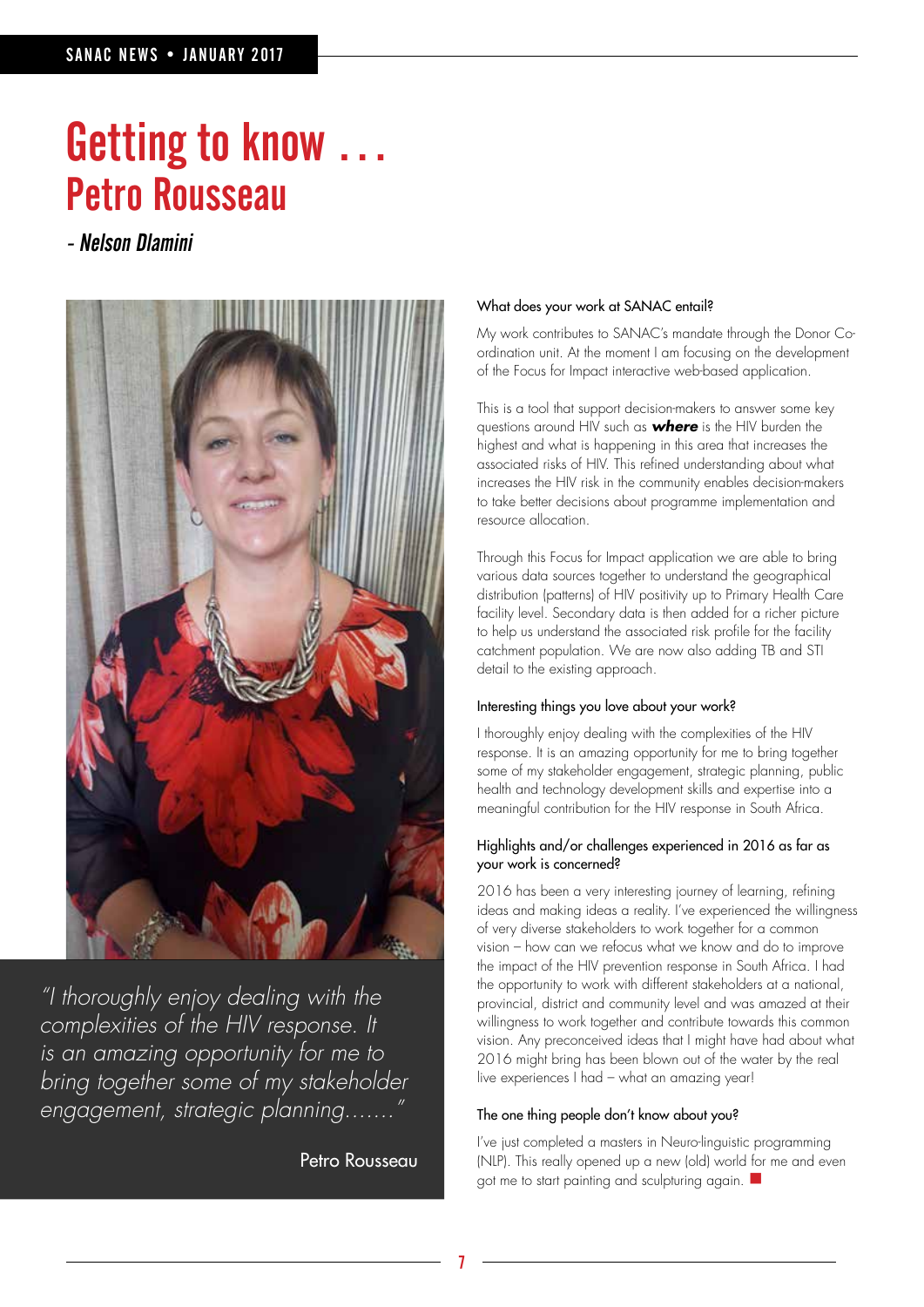# Getting to know …
## Petro Rousseau

*- Nelson Dlamini*

*"I thoroughly enjoy dealing with the complexities of the HIV response. It is an amazing opportunity for me to bring together some of my stakeholder engagement, strategic planning……."*

Petro Rousseau

### What does your work at SANAC entail?

My work contributes to SANAC's mandate through the Donor Co-ordination unit. At the moment I am focusing on the development of the Focus for Impact interactive web-based application.

This is a tool that support decision-makers to answer some key questions around HIV such as ***where*** is the HIV burden the highest and what is happening in this area that increases the associated risks of HIV. This refined understanding about what increases the HIV risk in the community enables decision-makers to take better decisions about programme implementation and resource allocation.

Through this Focus for Impact application we are able to bring various data sources together to understand the geographical distribution (patterns) of HIV positivity up to Primary Health Care facility level. Secondary data is then added for a richer picture to help us understand the associated risk profile for the facility catchment population. We are now also adding TB and STI detail to the existing approach.

### Interesting things you love about your work?

I thoroughly enjoy dealing with the complexities of the HIV response. It is an amazing opportunity for me to bring together some of my stakeholder engagement, strategic planning, public health and technology development skills and expertise into a meaningful contribution for the HIV response in South Africa.

### Highlights and/or challenges experienced in 2016 as far as your work is concerned?

2016 has been a very interesting journey of learning, refining ideas and making ideas a reality. I've experienced the willingness of very diverse stakeholders to work together for a common vision – how can we refocus what we know and do to improve the impact of the HIV prevention response in South Africa. I had the opportunity to work with different stakeholders at a national, provincial, district and community level and was amazed at their willingness to work together and contribute towards this common vision. Any preconceived ideas that I might have had about what 2016 might bring has been blown out of the water by the real live experiences I had – what an amazing year!

### The one thing people don't know about you?

I've just completed a masters in Neuro-linguistic programming (NLP). This really opened up a new (old) world for me and even got me to start painting and sculpturing again.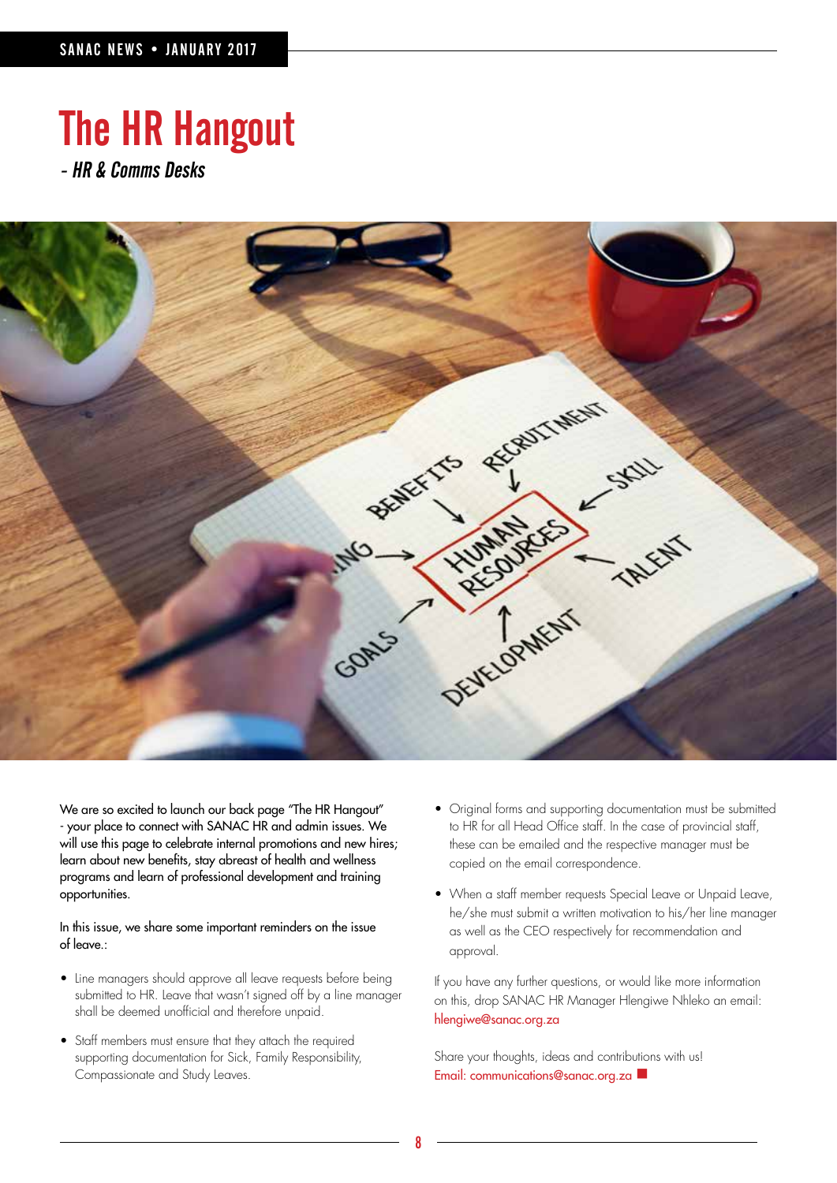# The HR Hangout

*- HR & Comms Desks*

We are so excited to launch our back page "The HR Hangout" - your place to connect with SANAC HR and admin issues. We will use this page to celebrate internal promotions and new hires; learn about new benefits, stay abreast of health and wellness programs and learn of professional development and training opportunities.

In this issue, we share some important reminders on the issue of leave.:

- Line managers should approve all leave requests before being submitted to HR. Leave that wasn't signed off by a line manager shall be deemed unofficial and therefore unpaid.
- Staff members must ensure that they attach the required supporting documentation for Sick, Family Responsibility, Compassionate and Study Leaves.
- Original forms and supporting documentation must be submitted to HR for all Head Office staff. In the case of provincial staff, these can be emailed and the respective manager must be copied on the email correspondence.
- When a staff member requests Special Leave or Unpaid Leave, he/she must submit a written motivation to his/her line manager as well as the CEO respectively for recommendation and approval.

If you have any further questions, or would like more information on this, drop SANAC HR Manager Hlengiwe Nhleko an email: hlengiwe@sanac.org.za

Share your thoughts, ideas and contributions with us!
Email: communications@sanac.org.za